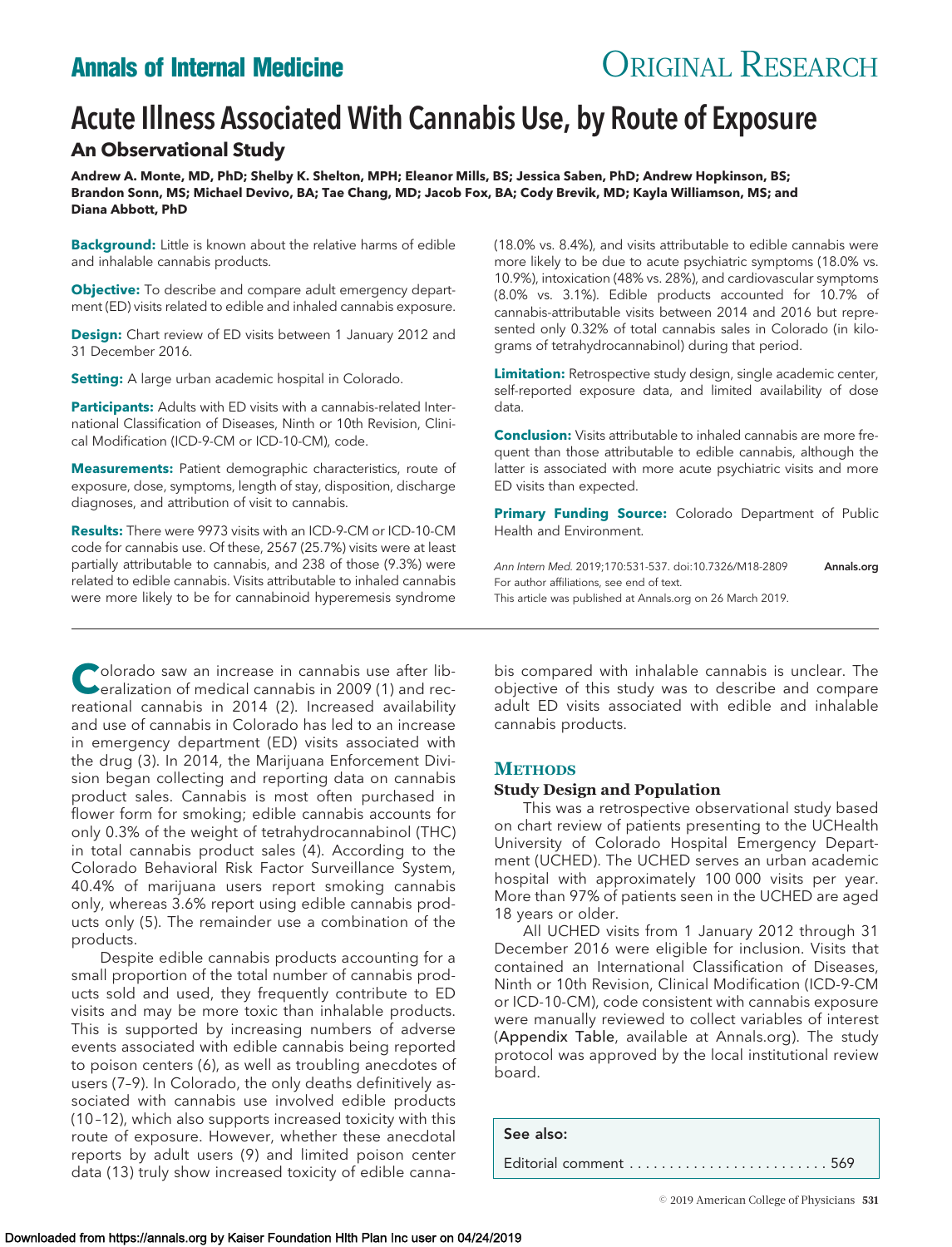# Acute Illness Associated With Cannabis Use, by Route of Exposure

## An Observational Study

**Andrew A. Monte, MD, PhD; Shelby K. Shelton, MPH; Eleanor Mills, BS; Jessica Saben, PhD; Andrew Hopkinson, BS; Brandon Sonn, MS; Michael Devivo, BA; Tae Chang, MD; Jacob Fox, BA; Cody Brevik, MD; Kayla Williamson, MS; and Diana Abbott, PhD**

**Background:** Little is known about the relative harms of edible and inhalable cannabis products.

**Objective:** To describe and compare adult emergency department (ED) visits related to edible and inhaled cannabis exposure.

**Design:** Chart review of ED visits between 1 January 2012 and 31 December 2016.

**Setting:** A large urban academic hospital in Colorado.

**Participants:** Adults with ED visits with a cannabis-related International Classification of Diseases, Ninth or 10th Revision, Clinical Modification (ICD-9-CM or ICD-10-CM), code.

**Measurements:** Patient demographic characteristics, route of exposure, dose, symptoms, length of stay, disposition, discharge diagnoses, and attribution of visit to cannabis.

**Results:** There were 9973 visits with an ICD-9-CM or ICD-10-CM code for cannabis use. Of these, 2567 (25.7%) visits were at least partially attributable to cannabis, and 238 of those (9.3%) were related to edible cannabis. Visits attributable to inhaled cannabis were more likely to be for cannabinoid hyperemesis syndrome (18.0% vs. 8.4%), and visits attributable to edible cannabis were more likely to be due to acute psychiatric symptoms (18.0% vs. 10.9%), intoxication (48% vs. 28%), and cardiovascular symptoms (8.0% vs. 3.1%). Edible products accounted for 10.7% of cannabis-attributable visits between 2014 and 2016 but represented only 0.32% of total cannabis sales in Colorado (in kilograms of tetrahydrocannabinol) during that period.

**Limitation:** Retrospective study design, single academic center, self-reported exposure data, and limited availability of dose data.

**Conclusion:** Visits attributable to inhaled cannabis are more frequent than those attributable to edible cannabis, although the latter is associated with more acute psychiatric visits and more ED visits than expected.

**Primary Funding Source:** Colorado Department of Public Health and Environment.

*Ann Intern Med.* 2019;170:531-537. doi:10.7326/M18-2809

For author affiliations, see end of text.

This article was published at Annals.org on 26 March 2019.

Colorado saw an increase in cannabis use after liberalization of medical cannabis in 2009 (1) and recreational cannabis in 2014 (2). Increased availability and use of cannabis in Colorado has led to an increase in emergency department (ED) visits associated with the drug (3). In 2014, the Marijuana Enforcement Division began collecting and reporting data on cannabis product sales. Cannabis is most often purchased in flower form for smoking; edible cannabis accounts for only 0.3% of the weight of tetrahydrocannabinol (THC) in total cannabis product sales (4). According to the Colorado Behavioral Risk Factor Surveillance System, 40.4% of marijuana users report smoking cannabis only, whereas 3.6% report using edible cannabis products only (5). The remainder use a combination of the products.

Despite edible cannabis products accounting for a small proportion of the total number of cannabis products sold and used, they frequently contribute to ED visits and may be more toxic than inhalable products. This is supported by increasing numbers of adverse events associated with edible cannabis being reported to poison centers (6), as well as troubling anecdotes of users (7–9). In Colorado, the only deaths definitively associated with cannabis use involved edible products (10–12), which also supports increased toxicity with this route of exposure. However, whether these anecdotal reports by adult users (9) and limited poison center data (13) truly show increased toxicity of edible cannabis compared with inhalable cannabis is unclear. The objective of this study was to describe and compare adult ED visits associated with edible and inhalable cannabis products.

## Methods

### Study Design and Population

This was a retrospective observational study based on chart review of patients presenting to the UCHealth University of Colorado Hospital Emergency Department (UCHED). The UCHED serves an urban academic hospital with approximately 100 000 visits per year. More than 97% of patients seen in the UCHED are aged 18 years or older.

All UCHED visits from 1 January 2012 through 31 December 2016 were eligible for inclusion. Visits that contained an International Classification of Diseases, Ninth or 10th Revision, Clinical Modification (ICD-9-CM or ICD-10-CM), code consistent with cannabis exposure were manually reviewed to collect variables of interest (Appendix Table, available at Annals.org). The study protocol was approved by the local institutional review board.

See also:

Editorial comment . . . . . . . . . . . . . . . . . . . . . . . . . 569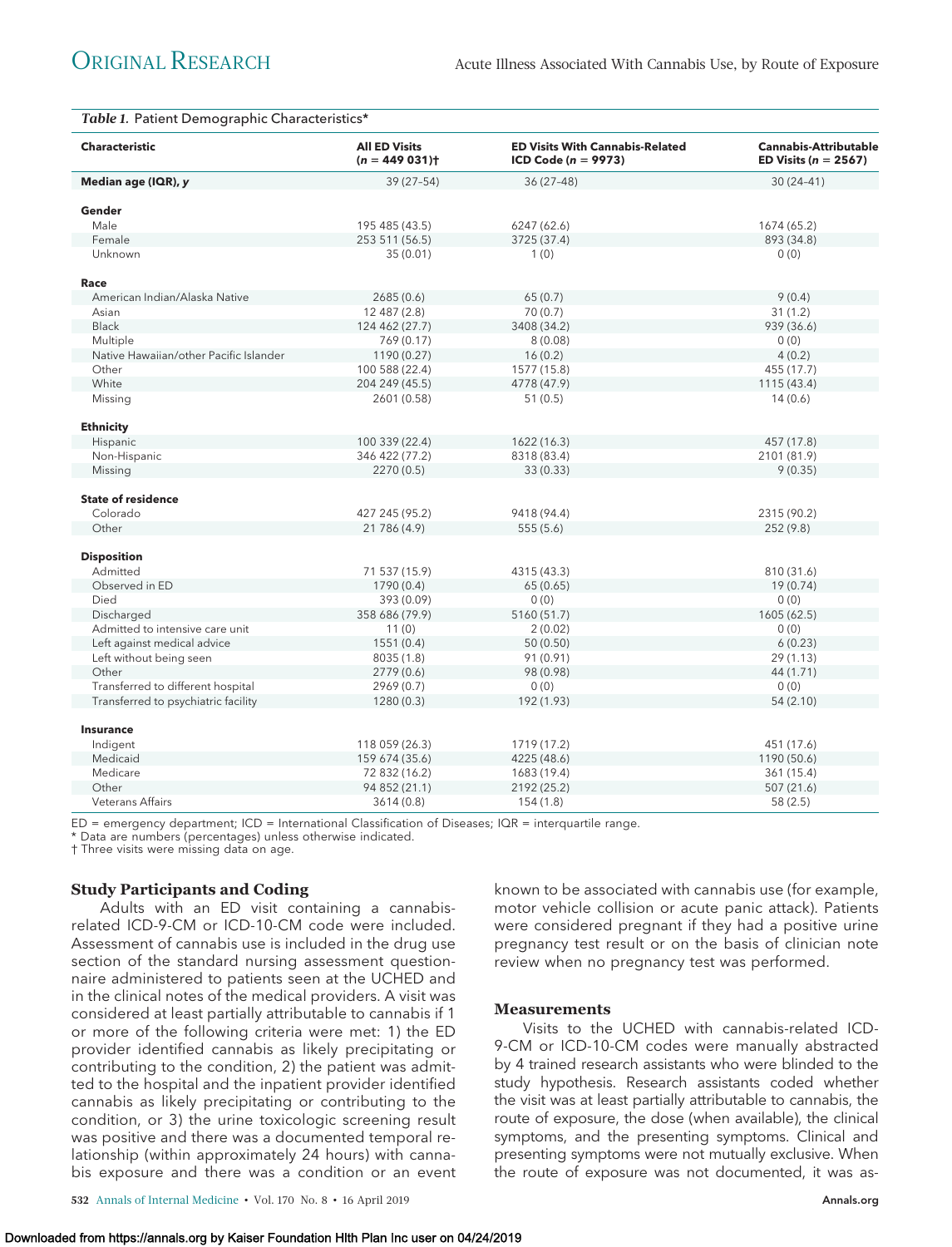*Table 1.* Patient Demographic Characteristics*

| Characteristic | All ED Visits (n = 449 031)† | ED Visits With Cannabis-Related ICD Code (n = 9973) | Cannabis-Attributable ED Visits (n = 2567) |
|---|---|---|---|
| **Median age (IQR), y** | 39 (27–54) | 36 (27–48) | 30 (24–41) |
| **Gender** | | | |
| Male | 195 485 (43.5) | 6247 (62.6) | 1674 (65.2) |
| Female | 253 511 (56.5) | 3725 (37.4) | 893 (34.8) |
| Unknown | 35 (0.01) | 1 (0) | 0 (0) |
| **Race** | | | |
| American Indian/Alaska Native | 2685 (0.6) | 65 (0.7) | 9 (0.4) |
| Asian | 12 487 (2.8) | 70 (0.7) | 31 (1.2) |
| Black | 124 462 (27.7) | 3408 (34.2) | 939 (36.6) |
| Multiple | 769 (0.17) | 8 (0.08) | 0 (0) |
| Native Hawaiian/other Pacific Islander | 1190 (0.27) | 16 (0.2) | 4 (0.2) |
| Other | 100 588 (22.4) | 1577 (15.8) | 455 (17.7) |
| White | 204 249 (45.5) | 4778 (47.9) | 1115 (43.4) |
| Missing | 2601 (0.58) | 51 (0.5) | 14 (0.6) |
| **Ethnicity** | | | |
| Hispanic | 100 339 (22.4) | 1622 (16.3) | 457 (17.8) |
| Non-Hispanic | 346 422 (77.2) | 8318 (83.4) | 2101 (81.9) |
| Missing | 2270 (0.5) | 33 (0.33) | 9 (0.35) |
| **State of residence** | | | |
| Colorado | 427 245 (95.2) | 9418 (94.4) | 2315 (90.2) |
| Other | 21 786 (4.9) | 555 (5.6) | 252 (9.8) |
| **Disposition** | | | |
| Admitted | 71 537 (15.9) | 4315 (43.3) | 810 (31.6) |
| Observed in ED | 1790 (0.4) | 65 (0.65) | 19 (0.74) |
| Died | 393 (0.09) | 0 (0) | 0 (0) |
| Discharged | 358 686 (79.9) | 5160 (51.7) | 1605 (62.5) |
| Admitted to intensive care unit | 11 (0) | 2 (0.02) | 0 (0) |
| Left against medical advice | 1551 (0.4) | 50 (0.50) | 6 (0.23) |
| Left without being seen | 8035 (1.8) | 91 (0.91) | 29 (1.13) |
| Other | 2779 (0.6) | 98 (0.98) | 44 (1.71) |
| Transferred to different hospital | 2969 (0.7) | 0 (0) | 0 (0) |
| Transferred to psychiatric facility | 1280 (0.3) | 192 (1.93) | 54 (2.10) |
| **Insurance** | | | |
| Indigent | 118 059 (26.3) | 1719 (17.2) | 451 (17.6) |
| Medicaid | 159 674 (35.6) | 4225 (48.6) | 1190 (50.6) |
| Medicare | 72 832 (16.2) | 1683 (19.4) | 361 (15.4) |
| Other | 94 852 (21.1) | 2192 (25.2) | 507 (21.6) |
| Veterans Affairs | 3614 (0.8) | 154 (1.8) | 58 (2.5) |

ED = emergency department; ICD = International Classification of Diseases; IQR = interquartile range.
* Data are numbers (percentages) unless otherwise indicated.
† Three visits were missing data on age.

### Study Participants and Coding

Adults with an ED visit containing a cannabis-related ICD-9-CM or ICD-10-CM code were included. Assessment of cannabis use is included in the drug use section of the standard nursing assessment questionnaire administered to patients seen at the UCHED and in the clinical notes of the medical providers. A visit was considered at least partially attributable to cannabis if 1 or more of the following criteria were met: 1) the ED provider identified cannabis as likely precipitating or contributing to the condition, 2) the patient was admitted to the hospital and the inpatient provider identified cannabis as likely precipitating or contributing to the condition, or 3) the urine toxicologic screening result was positive and there was a documented temporal relationship (within approximately 24 hours) with cannabis exposure and there was a condition or an event known to be associated with cannabis use (for example, motor vehicle collision or acute panic attack). Patients were considered pregnant if they had a positive urine pregnancy test result or on the basis of clinician note review when no pregnancy test was performed.

### Measurements

Visits to the UCHED with cannabis-related ICD-9-CM or ICD-10-CM codes were manually abstracted by 4 trained research assistants who were blinded to the study hypothesis. Research assistants coded whether the visit was at least partially attributable to cannabis, the route of exposure, the dose (when available), the clinical symptoms, and the presenting symptoms. Clinical and presenting symptoms were not mutually exclusive. When the route of exposure was not documented, it was as-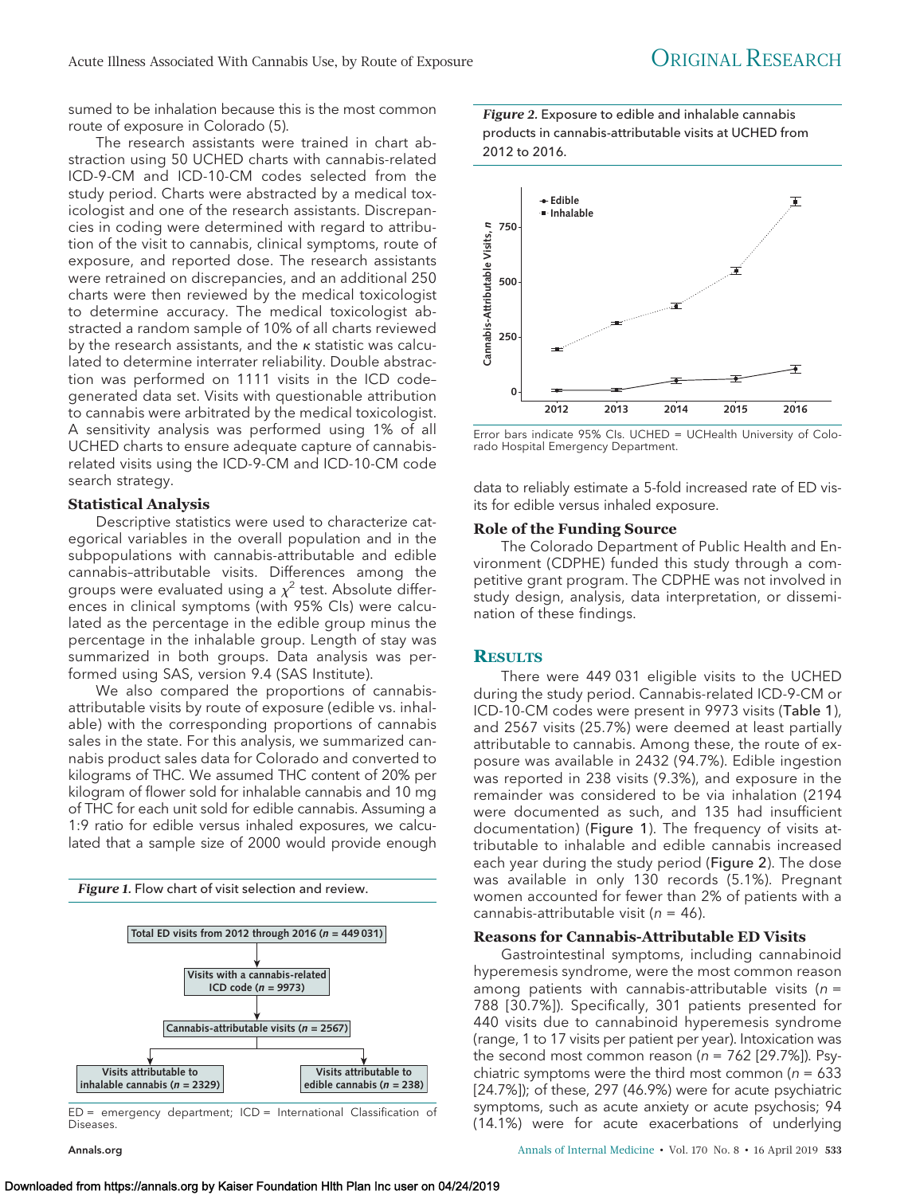sumed to be inhalation because this is the most common route of exposure in Colorado (5).

The research assistants were trained in chart abstraction using 50 UCHED charts with cannabis-related ICD-9-CM and ICD-10-CM codes selected from the study period. Charts were abstracted by a medical toxicologist and one of the research assistants. Discrepancies in coding were determined with regard to attribution of the visit to cannabis, clinical symptoms, route of exposure, and reported dose. The research assistants were retrained on discrepancies, and an additional 250 charts were then reviewed by the medical toxicologist to determine accuracy. The medical toxicologist abstracted a random sample of 10% of all charts reviewed by the research assistants, and the $\kappa$ statistic was calculated to determine interrater reliability. Double abstraction was performed on 1111 visits in the ICD code–generated data set. Visits with questionable attribution to cannabis were arbitrated by the medical toxicologist. A sensitivity analysis was performed using 1% of all UCHED charts to ensure adequate capture of cannabis-related visits using the ICD-9-CM and ICD-10-CM code search strategy.

### Statistical Analysis

Descriptive statistics were used to characterize categorical variables in the overall population and in the subpopulations with cannabis-attributable and edible cannabis–attributable visits. Differences among the groups were evaluated using a $\chi^2$ test. Absolute differences in clinical symptoms (with 95% CIs) were calculated as the percentage in the edible group minus the percentage in the inhalable group. Length of stay was summarized in both groups. Data analysis was performed using SAS, version 9.4 (SAS Institute).

We also compared the proportions of cannabis-attributable visits by route of exposure (edible vs. inhalable) with the corresponding proportions of cannabis sales in the state. For this analysis, we summarized cannabis product sales data for Colorado and converted to kilograms of THC. We assumed THC content of 20% per kilogram of flower sold for inhalable cannabis and 10 mg of THC for each unit sold for edible cannabis. Assuming a 1:9 ratio for edible versus inhaled exposures, we calculated that a sample size of 2000 would provide enough data to reliably estimate a 5-fold increased rate of ED visits for edible versus inhaled exposure.

***Figure 1.*** Flow chart of visit selection and review.

Total ED visits from 2012 through 2016 ($n$ = 449 031) → Visits with a cannabis-related ICD code ($n$ = 9973) → Cannabis-attributable visits ($n$ = 2567) → Visits attributable to inhalable cannabis ($n$ = 2329); Visits attributable to edible cannabis ($n$ = 238)

ED = emergency department; ICD = International Classification of Diseases.

***Figure 2.*** Exposure to edible and inhalable cannabis products in cannabis-attributable visits at UCHED from 2012 to 2016.

Error bars indicate 95% CIs. UCHED = UCHealth University of Colorado Hospital Emergency Department.

### Role of the Funding Source

The Colorado Department of Public Health and Environment (CDPHE) funded this study through a competitive grant program. The CDPHE was not involved in study design, analysis, data interpretation, or dissemination of these findings.

## Results

There were 449 031 eligible visits to the UCHED during the study period. Cannabis-related ICD-9-CM or ICD-10-CM codes were present in 9973 visits (Table 1), and 2567 visits (25.7%) were deemed at least partially attributable to cannabis. Among these, the route of exposure was available in 2432 (94.7%). Edible ingestion was reported in 238 visits (9.3%), and exposure in the remainder was considered to be via inhalation (2194 were documented as such, and 135 had insufficient documentation) (Figure 1). The frequency of visits attributable to inhalable and edible cannabis increased each year during the study period (Figure 2). The dose was available in only 130 records (5.1%). Pregnant women accounted for fewer than 2% of patients with a cannabis-attributable visit ($n$ = 46).

### Reasons for Cannabis-Attributable ED Visits

Gastrointestinal symptoms, including cannabinoid hyperemesis syndrome, were the most common reason among patients with cannabis-attributable visits ($n$ = 788 [30.7%]). Specifically, 301 patients presented for 440 visits due to cannabinoid hyperemesis syndrome (range, 1 to 17 visits per patient per year). Intoxication was the second most common reason ($n$ = 762 [29.7%]). Psychiatric symptoms were the third most common ($n$ = 633 [24.7%]); of these, 297 (46.9%) were for acute psychiatric symptoms, such as acute anxiety or acute psychosis; 94 (14.1%) were for acute exacerbations of underlying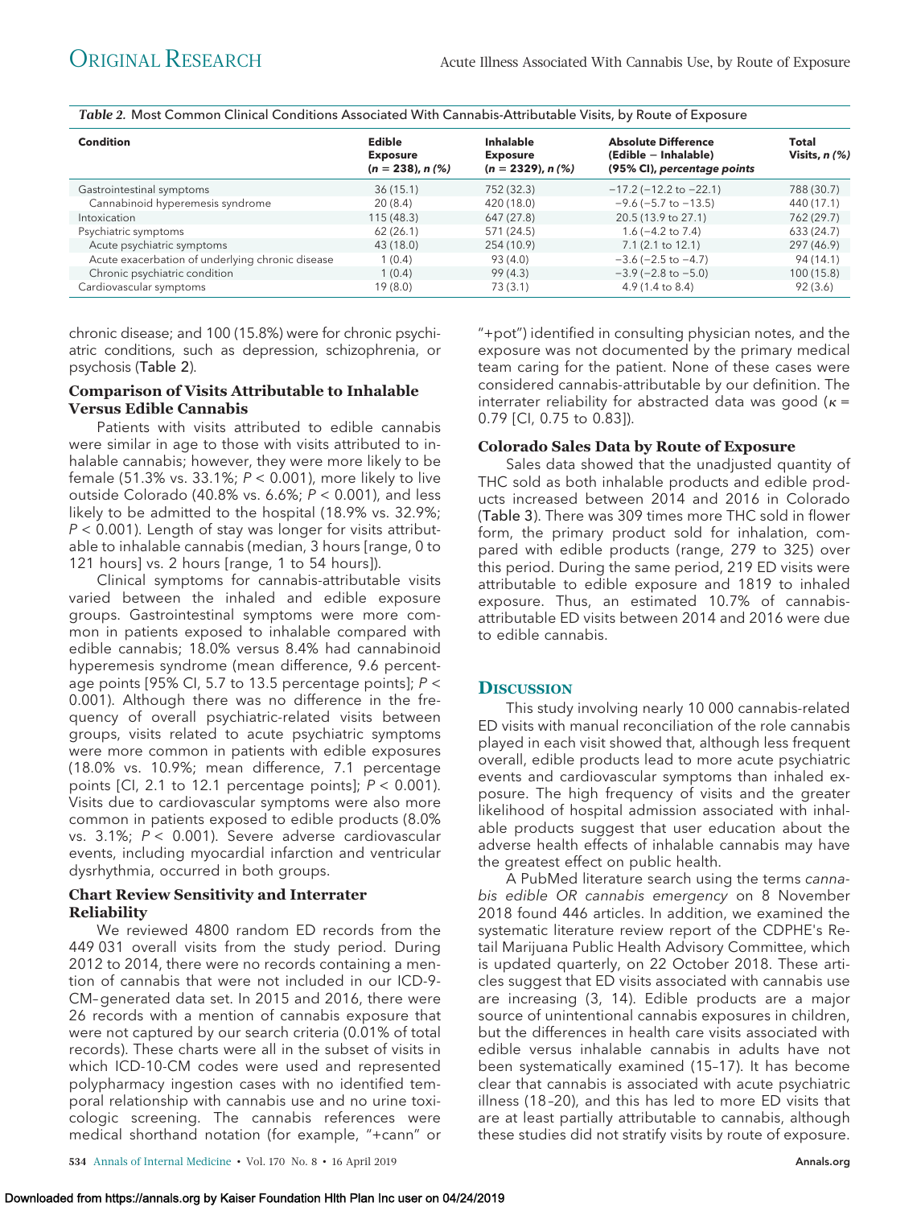*Table 2.* Most Common Clinical Conditions Associated With Cannabis-Attributable Visits, by Route of Exposure

| Condition | Edible Exposure (*n* = 238), *n* (%) | Inhalable Exposure (*n* = 2329), *n* (%) | Absolute Difference (Edible − Inhalable) (95% CI), *percentage points* | Total Visits, *n* (%) |
|---|---|---|---|---|
| Gastrointestinal symptoms | 36 (15.1) | 752 (32.3) | −17.2 (−12.2 to −22.1) | 788 (30.7) |
| Cannabinoid hyperemesis syndrome | 20 (8.4) | 420 (18.0) | −9.6 (−5.7 to −13.5) | 440 (17.1) |
| Intoxication | 115 (48.3) | 647 (27.8) | 20.5 (13.9 to 27.1) | 762 (29.7) |
| Psychiatric symptoms | 62 (26.1) | 571 (24.5) | 1.6 (−4.2 to 7.4) | 633 (24.7) |
| Acute psychiatric symptoms | 43 (18.0) | 254 (10.9) | 7.1 (2.1 to 12.1) | 297 (46.9) |
| Acute exacerbation of underlying chronic disease | 1 (0.4) | 93 (4.0) | −3.6 (−2.5 to −4.7) | 94 (14.1) |
| Chronic psychiatric condition | 1 (0.4) | 99 (4.3) | −3.9 (−2.8 to −5.0) | 100 (15.8) |
| Cardiovascular symptoms | 19 (8.0) | 73 (3.1) | 4.9 (1.4 to 8.4) | 92 (3.6) |

chronic disease; and 100 (15.8%) were for chronic psychiatric conditions, such as depression, schizophrenia, or psychosis (Table 2).

### Comparison of Visits Attributable to Inhalable Versus Edible Cannabis

Patients with visits attributed to edible cannabis were similar in age to those with visits attributed to inhalable cannabis; however, they were more likely to be female (51.3% vs. 33.1%; $P < 0.001$), more likely to live outside Colorado (40.8% vs. 6.6%; $P < 0.001$), and less likely to be admitted to the hospital (18.9% vs. 32.9%; $P < 0.001$). Length of stay was longer for visits attributable to inhalable cannabis (median, 3 hours [range, 0 to 121 hours] vs. 2 hours [range, 1 to 54 hours]).

Clinical symptoms for cannabis-attributable visits varied between the inhaled and edible exposure groups. Gastrointestinal symptoms were more common in patients exposed to inhalable compared with edible cannabis; 18.0% versus 8.4% had cannabinoid hyperemesis syndrome (mean difference, 9.6 percentage points [95% CI, 5.7 to 13.5 percentage points]; $P < 0.001$). Although there was no difference in the frequency of overall psychiatric-related visits between groups, visits related to acute psychiatric symptoms were more common in patients with edible exposures (18.0% vs. 10.9%; mean difference, 7.1 percentage points [CI, 2.1 to 12.1 percentage points]; $P < 0.001$). Visits due to cardiovascular symptoms were also more common in patients exposed to edible products (8.0% vs. 3.1%; $P < 0.001$). Severe adverse cardiovascular events, including myocardial infarction and ventricular dysrhythmia, occurred in both groups.

### Chart Review Sensitivity and Interrater Reliability

We reviewed 4800 random ED records from the 449 031 overall visits from the study period. During 2012 to 2014, there were no records containing a mention of cannabis that were not included in our ICD-9-CM–generated data set. In 2015 and 2016, there were 26 records with a mention of cannabis exposure that were not captured by our search criteria (0.01% of total records). These charts were all in the subset of visits in which ICD-10-CM codes were used and represented polypharmacy ingestion cases with no identified temporal relationship with cannabis use and no urine toxicologic screening. The cannabis references were medical shorthand notation (for example, "+cann" or "+pot") identified in consulting physician notes, and the exposure was not documented by the primary medical team caring for the patient. None of these cases were considered cannabis-attributable by our definition. The interrater reliability for abstracted data was good ($\kappa$ = 0.79 [CI, 0.75 to 0.83]).

### Colorado Sales Data by Route of Exposure

Sales data showed that the unadjusted quantity of THC sold as both inhalable products and edible products increased between 2014 and 2016 in Colorado (Table 3). There was 309 times more THC sold in flower form, the primary product sold for inhalation, compared with edible products (range, 279 to 325) over this period. During the same period, 219 ED visits were attributable to edible exposure and 1819 to inhaled exposure. Thus, an estimated 10.7% of cannabis-attributable ED visits between 2014 and 2016 were due to edible cannabis.

## Discussion

This study involving nearly 10 000 cannabis-related ED visits with manual reconciliation of the role cannabis played in each visit showed that, although less frequent overall, edible products lead to more acute psychiatric events and cardiovascular symptoms than inhaled exposure. The high frequency of visits and the greater likelihood of hospital admission associated with inhalable products suggest that user education about the adverse health effects of inhalable cannabis may have the greatest effect on public health.

A PubMed literature search using the terms *cannabis edible OR cannabis emergency* on 8 November 2018 found 446 articles. In addition, we examined the systematic literature review report of the CDPHE's Retail Marijuana Public Health Advisory Committee, which is updated quarterly, on 22 October 2018. These articles suggest that ED visits associated with cannabis use are increasing (3, 14). Edible products are a major source of unintentional cannabis exposures in children, but the differences in health care visits associated with edible versus inhalable cannabis in adults have not been systematically examined (15–17). It has become clear that cannabis is associated with acute psychiatric illness (18–20), and this has led to more ED visits that are at least partially attributable to cannabis, although these studies did not stratify visits by route of exposure.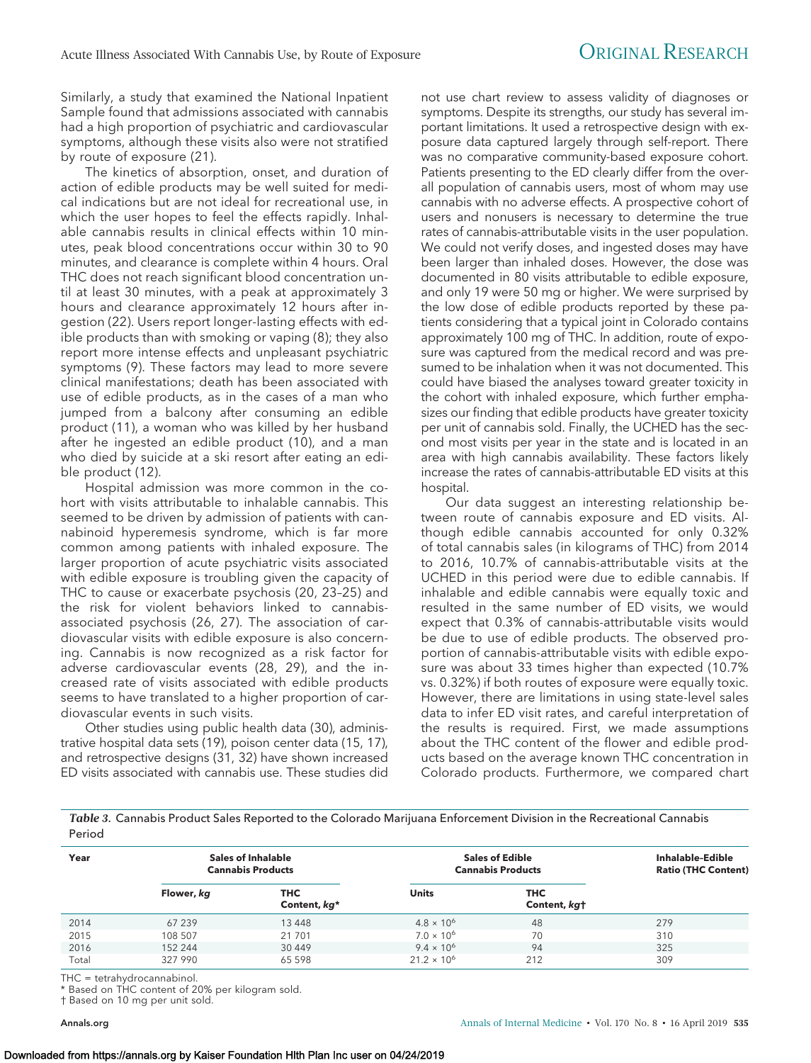Similarly, a study that examined the National Inpatient Sample found that admissions associated with cannabis had a high proportion of psychiatric and cardiovascular symptoms, although these visits also were not stratified by route of exposure (21).

The kinetics of absorption, onset, and duration of action of edible products may be well suited for medical indications but are not ideal for recreational use, in which the user hopes to feel the effects rapidly. Inhalable cannabis results in clinical effects within 10 minutes, peak blood concentrations occur within 30 to 90 minutes, and clearance is complete within 4 hours. Oral THC does not reach significant blood concentration until at least 30 minutes, with a peak at approximately 3 hours and clearance approximately 12 hours after ingestion (22). Users report longer-lasting effects with edible products than with smoking or vaping (8); they also report more intense effects and unpleasant psychiatric symptoms (9). These factors may lead to more severe clinical manifestations; death has been associated with use of edible products, as in the cases of a man who jumped from a balcony after consuming an edible product (11), a woman who was killed by her husband after he ingested an edible product (10), and a man who died by suicide at a ski resort after eating an edible product (12).

Hospital admission was more common in the cohort with visits attributable to inhalable cannabis. This seemed to be driven by admission of patients with cannabinoid hyperemesis syndrome, which is far more common among patients with inhaled exposure. The larger proportion of acute psychiatric visits associated with edible exposure is troubling given the capacity of THC to cause or exacerbate psychosis (20, 23–25) and the risk for violent behaviors linked to cannabis-associated psychosis (26, 27). The association of cardiovascular visits with edible exposure is also concerning. Cannabis is now recognized as a risk factor for adverse cardiovascular events (28, 29), and the increased rate of visits associated with edible products seems to have translated to a higher proportion of cardiovascular events in such visits.

Other studies using public health data (30), administrative hospital data sets (19), poison center data (15, 17), and retrospective designs (31, 32) have shown increased ED visits associated with cannabis use. These studies did not use chart review to assess validity of diagnoses or symptoms. Despite its strengths, our study has several important limitations. It used a retrospective design with exposure data captured largely through self-report. There was no comparative community-based exposure cohort. Patients presenting to the ED clearly differ from the overall population of cannabis users, most of whom may use cannabis with no adverse effects. A prospective cohort of users and nonusers is necessary to determine the true rates of cannabis-attributable visits in the user population. We could not verify doses, and ingested doses may have been larger than inhaled doses. However, the dose was documented in 80 visits attributable to edible exposure, and only 19 were 50 mg or higher. We were surprised by the low dose of edible products reported by these patients considering that a typical joint in Colorado contains approximately 100 mg of THC. In addition, route of exposure was captured from the medical record and was presumed to be inhalation when it was not documented. This could have biased the analyses toward greater toxicity in the cohort with inhaled exposure, which further emphasizes our finding that edible products have greater toxicity per unit of cannabis sold. Finally, the UCHED has the second most visits per year in the state and is located in an area with high cannabis availability. These factors likely increase the rates of cannabis-attributable ED visits at this hospital.

Our data suggest an interesting relationship between route of cannabis exposure and ED visits. Although edible cannabis accounted for only 0.32% of total cannabis sales (in kilograms of THC) from 2014 to 2016, 10.7% of cannabis-attributable visits at the UCHED in this period were due to edible cannabis. If inhalable and edible cannabis were equally toxic and resulted in the same number of ED visits, we would expect that 0.3% of cannabis-attributable visits would be due to use of edible products. The observed proportion of cannabis-attributable visits with edible exposure was about 33 times higher than expected (10.7% vs. 0.32%) if both routes of exposure were equally toxic. However, there are limitations in using state-level sales data to infer ED visit rates, and careful interpretation of the results is required. First, we made assumptions about the THC content of the flower and edible products based on the average known THC concentration in Colorado products. Furthermore, we compared chart

*Table 3.* Cannabis Product Sales Reported to the Colorado Marijuana Enforcement Division in the Recreational Cannabis Period

| Year | Sales of Inhalable Cannabis Products | | Sales of Edible Cannabis Products | | Inhalable-Edible Ratio (THC Content) |
|---|---|---|---|---|---|
| | Flower, *kg* | THC Content, *kg** | Units | THC Content, *kg*† | |
| 2014 | 67 239 | 13 448 | $4.8 \times 10^6$ | 48 | 279 |
| 2015 | 108 507 | 21 701 | $7.0 \times 10^6$ | 70 | 310 |
| 2016 | 152 244 | 30 449 | $9.4 \times 10^6$ | 94 | 325 |
| Total | 327 990 | 65 598 | $21.2 \times 10^6$ | 212 | 309 |

THC = tetrahydrocannabinol.
* Based on THC content of 20% per kilogram sold.
† Based on 10 mg per unit sold.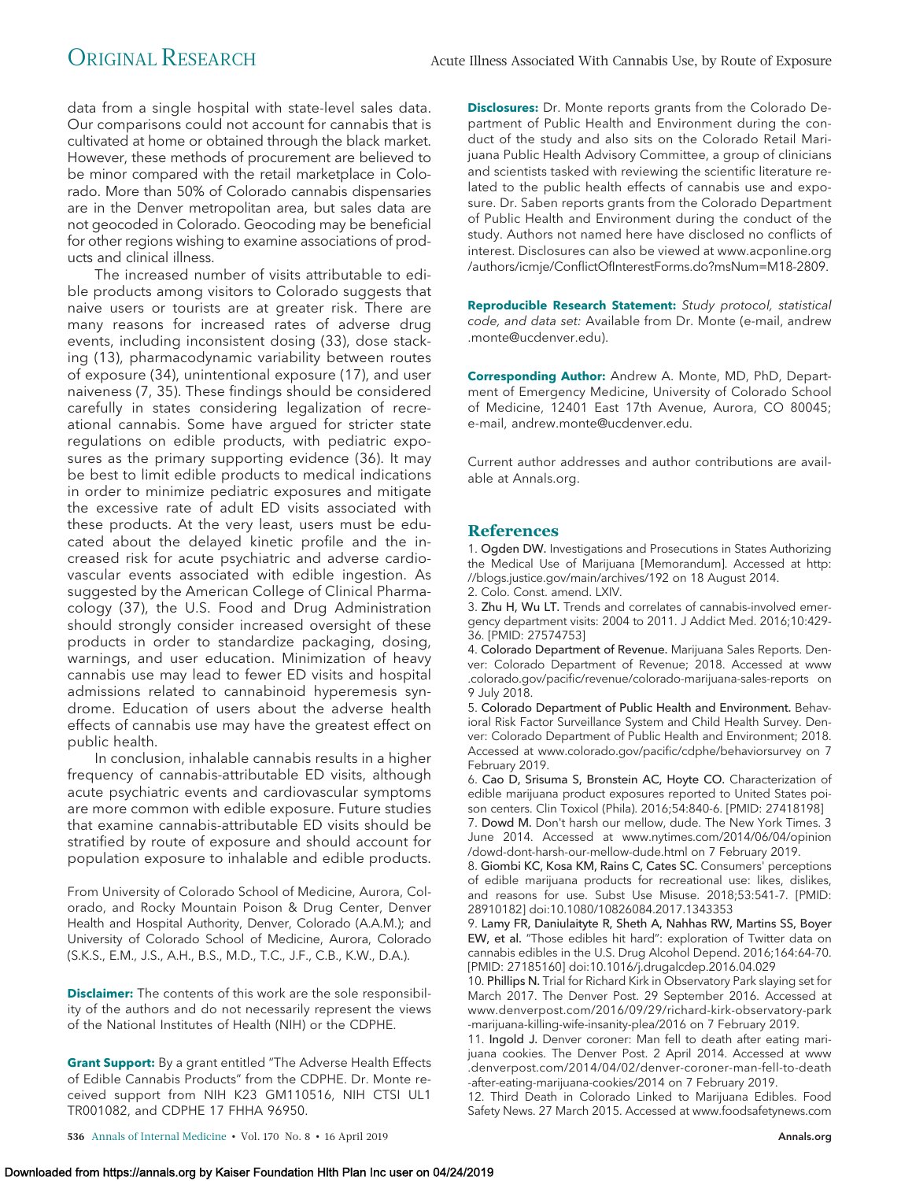data from a single hospital with state-level sales data. Our comparisons could not account for cannabis that is cultivated at home or obtained through the black market. However, these methods of procurement are believed to be minor compared with the retail marketplace in Colorado. More than 50% of Colorado cannabis dispensaries are in the Denver metropolitan area, but sales data are not geocoded in Colorado. Geocoding may be beneficial for other regions wishing to examine associations of products and clinical illness.

The increased number of visits attributable to edible products among visitors to Colorado suggests that naive users or tourists are at greater risk. There are many reasons for increased rates of adverse drug events, including inconsistent dosing (33), dose stacking (13), pharmacodynamic variability between routes of exposure (34), unintentional exposure (17), and user naiveness (7, 35). These findings should be considered carefully in states considering legalization of recreational cannabis. Some have argued for stricter state regulations on edible products, with pediatric exposures as the primary supporting evidence (36). It may be best to limit edible products to medical indications in order to minimize pediatric exposures and mitigate the excessive rate of adult ED visits associated with these products. At the very least, users must be educated about the delayed kinetic profile and the increased risk for acute psychiatric and adverse cardiovascular events associated with edible ingestion. As suggested by the American College of Clinical Pharmacology (37), the U.S. Food and Drug Administration should strongly consider increased oversight of these products in order to standardize packaging, dosing, warnings, and user education. Minimization of heavy cannabis use may lead to fewer ED visits and hospital admissions related to cannabinoid hyperemesis syndrome. Education of users about the adverse health effects of cannabis use may have the greatest effect on public health.

In conclusion, inhalable cannabis results in a higher frequency of cannabis-attributable ED visits, although acute psychiatric events and cardiovascular symptoms are more common with edible exposure. Future studies that examine cannabis-attributable ED visits should be stratified by route of exposure and should account for population exposure to inhalable and edible products.

From University of Colorado School of Medicine, Aurora, Colorado, and Rocky Mountain Poison & Drug Center, Denver Health and Hospital Authority, Denver, Colorado (A.A.M.); and University of Colorado School of Medicine, Aurora, Colorado (S.K.S., E.M., J.S., A.H., B.S., M.D., T.C., J.F., C.B., K.W., D.A.).

**Disclaimer:** The contents of this work are the sole responsibility of the authors and do not necessarily represent the views of the National Institutes of Health (NIH) or the CDPHE.

**Grant Support:** By a grant entitled "The Adverse Health Effects of Edible Cannabis Products" from the CDPHE. Dr. Monte received support from NIH K23 GM110516, NIH CTSI UL1 TR001082, and CDPHE 17 FHHA 96950.

**Disclosures:** Dr. Monte reports grants from the Colorado Department of Public Health and Environment during the conduct of the study and also sits on the Colorado Retail Marijuana Public Health Advisory Committee, a group of clinicians and scientists tasked with reviewing the scientific literature related to the public health effects of cannabis use and exposure. Dr. Saben reports grants from the Colorado Department of Public Health and Environment during the conduct of the study. Authors not named here have disclosed no conflicts of interest. Disclosures can also be viewed at www.acponline.org/authors/icmje/ConflictOfInterestForms.do?msNum=M18-2809.

**Reproducible Research Statement:** *Study protocol, statistical code, and data set:* Available from Dr. Monte (e-mail, andrew.monte@ucdenver.edu).

**Corresponding Author:** Andrew A. Monte, MD, PhD, Department of Emergency Medicine, University of Colorado School of Medicine, 12401 East 17th Avenue, Aurora, CO 80045; e-mail, andrew.monte@ucdenver.edu.

Current author addresses and author contributions are available at Annals.org.

## References

1. Ogden DW. Investigations and Prosecutions in States Authorizing the Medical Use of Marijuana [Memorandum]. Accessed at http://blogs.justice.gov/main/archives/192 on 18 August 2014.
2. Colo. Const. amend. LXIV.
3. Zhu H, Wu LT. Trends and correlates of cannabis-involved emergency department visits: 2004 to 2011. J Addict Med. 2016;10:429-36. [PMID: 27574753]
4. Colorado Department of Revenue. Marijuana Sales Reports. Denver: Colorado Department of Revenue; 2018. Accessed at www.colorado.gov/pacific/revenue/colorado-marijuana-sales-reports on 9 July 2018.
5. Colorado Department of Public Health and Environment. Behavioral Risk Factor Surveillance System and Child Health Survey. Denver: Colorado Department of Public Health and Environment; 2018. Accessed at www.colorado.gov/pacific/cdphe/behaviorsurvey on 7 February 2019.
6. Cao D, Srisuma S, Bronstein AC, Hoyte CO. Characterization of edible marijuana product exposures reported to United States poison centers. Clin Toxicol (Phila). 2016;54:840-6. [PMID: 27418198]
7. Dowd M. Don't harsh our mellow, dude. The New York Times. 3 June 2014. Accessed at www.nytimes.com/2014/06/04/opinion/dowd-dont-harsh-our-mellow-dude.html on 7 February 2019.
8. Giombi KC, Kosa KM, Rains C, Cates SC. Consumers' perceptions of edible marijuana products for recreational use: likes, dislikes, and reasons for use. Subst Use Misuse. 2018;53:541-7. [PMID: 28910182] doi:10.1080/10826084.2017.1343353
9. Lamy FR, Daniulaityte R, Sheth A, Nahhas RW, Martins SS, Boyer EW, et al. "Those edibles hit hard": exploration of Twitter data on cannabis edibles in the U.S. Drug Alcohol Depend. 2016;164:64-70. [PMID: 27185160] doi:10.1016/j.drugalcdep.2016.04.029
10. Phillips N. Trial for Richard Kirk in Observatory Park slaying set for March 2017. The Denver Post. 29 September 2016. Accessed at www.denverpost.com/2016/09/29/richard-kirk-observatory-park-marijuana-killing-wife-insanity-plea/2016 on 7 February 2019.
11. Ingold J. Denver coroner: Man fell to death after eating marijuana cookies. The Denver Post. 2 April 2014. Accessed at www.denverpost.com/2014/04/02/denver-coroner-man-fell-to-death-after-eating-marijuana-cookies/2014 on 7 February 2019.
12. Third Death in Colorado Linked to Marijuana Edibles. Food Safety News. 27 March 2015. Accessed at www.foodsafetynews.com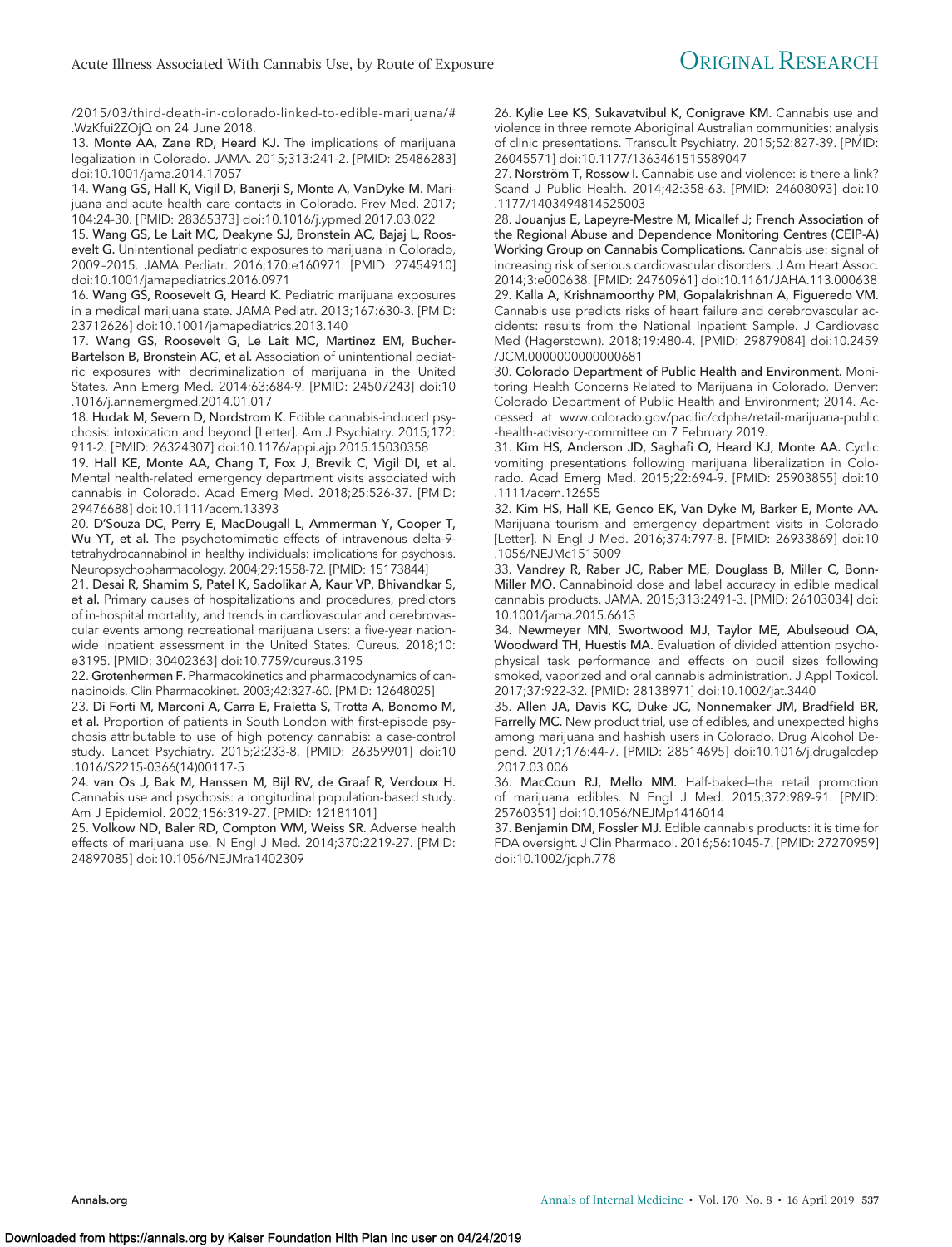/2015/03/third-death-in-colorado-linked-to-edible-marijuana/#.WzKfui2ZOjQ on 24 June 2018.

13. **Monte AA, Zane RD, Heard KJ.** The implications of marijuana legalization in Colorado. JAMA. 2015;313:241-2. [PMID: 25486283] doi:10.1001/jama.2014.17057

14. **Wang GS, Hall K, Vigil D, Banerji S, Monte A, VanDyke M.** Marijuana and acute health care contacts in Colorado. Prev Med. 2017;104:24-30. [PMID: 28365373] doi:10.1016/j.ypmed.2017.03.022

15. **Wang GS, Le Lait MC, Deakyne SJ, Bronstein AC, Bajaj L, Roosevelt G.** Unintentional pediatric exposures to marijuana in Colorado, 2009–2015. JAMA Pediatr. 2016;170:e160971. [PMID: 27454910] doi:10.1001/jamapediatrics.2016.0971

16. **Wang GS, Roosevelt G, Heard K.** Pediatric marijuana exposures in a medical marijuana state. JAMA Pediatr. 2013;167:630-3. [PMID: 23712626] doi:10.1001/jamapediatrics.2013.140

17. **Wang GS, Roosevelt G, Le Lait MC, Martinez EM, Bucher-Bartelson B, Bronstein AC, et al.** Association of unintentional pediatric exposures with decriminalization of marijuana in the United States. Ann Emerg Med. 2014;63:684-9. [PMID: 24507243] doi:10.1016/j.annemergmed.2014.01.017

18. **Hudak M, Severn D, Nordstrom K.** Edible cannabis-induced psychosis: intoxication and beyond [Letter]. Am J Psychiatry. 2015;172:911-2. [PMID: 26324307] doi:10.1176/appi.ajp.2015.15030358

19. **Hall KE, Monte AA, Chang T, Fox J, Brevik C, Vigil DI, et al.** Mental health-related emergency department visits associated with cannabis in Colorado. Acad Emerg Med. 2018;25:526-37. [PMID: 29476688] doi:10.1111/acem.13393

20. **D'Souza DC, Perry E, MacDougall L, Ammerman Y, Cooper T, Wu YT, et al.** The psychotomimetic effects of intravenous delta-9-tetrahydrocannabinol in healthy individuals: implications for psychosis. Neuropsychopharmacology. 2004;29:1558-72. [PMID: 15173844]

21. **Desai R, Shamim S, Patel K, Sadolikar A, Kaur VP, Bhivandkar S, et al.** Primary causes of hospitalizations and procedures, predictors of in-hospital mortality, and trends in cardiovascular and cerebrovascular events among recreational marijuana users: a five-year nationwide inpatient assessment in the United States. Cureus. 2018;10:e3195. [PMID: 30402363] doi:10.7759/cureus.3195

22. **Grotenhermen F.** Pharmacokinetics and pharmacodynamics of cannabinoids. Clin Pharmacokinet. 2003;42:327-60. [PMID: 12648025]

23. **Di Forti M, Marconi A, Carra E, Fraietta S, Trotta A, Bonomo M, et al.** Proportion of patients in South London with first-episode psychosis attributable to use of high potency cannabis: a case-control study. Lancet Psychiatry. 2015;2:233-8. [PMID: 26359901] doi:10.1016/S2215-0366(14)00117-5

24. **van Os J, Bak M, Hanssen M, Bijl RV, de Graaf R, Verdoux H.** Cannabis use and psychosis: a longitudinal population-based study. Am J Epidemiol. 2002;156:319-27. [PMID: 12181101]

25. **Volkow ND, Baler RD, Compton WM, Weiss SR.** Adverse health effects of marijuana use. N Engl J Med. 2014;370:2219-27. [PMID: 24897085] doi:10.1056/NEJMra1402309

26. **Kylie Lee KS, Sukavatvibul K, Conigrave KM.** Cannabis use and violence in three remote Aboriginal Australian communities: analysis of clinic presentations. Transcult Psychiatry. 2015;52:827-39. [PMID: 26045571] doi:10.1177/1363461515589047

27. **Norström T, Rossow I.** Cannabis use and violence: is there a link? Scand J Public Health. 2014;42:358-63. [PMID: 24608093] doi:10.1177/1403494814525003

28. **Jouanjus E, Lapeyre-Mestre M, Micallef J; French Association of the Regional Abuse and Dependence Monitoring Centres (CEIP-A) Working Group on Cannabis Complications.** Cannabis use: signal of increasing risk of serious cardiovascular disorders. J Am Heart Assoc. 2014;3:e000638. [PMID: 24760961] doi:10.1161/JAHA.113.000638

29. **Kalla A, Krishnamoorthy PM, Gopalakrishnan A, Figueredo VM.** Cannabis use predicts risks of heart failure and cerebrovascular accidents: results from the National Inpatient Sample. J Cardiovasc Med (Hagerstown). 2018;19:480-4. [PMID: 29879084] doi:10.2459/JCM.0000000000000681

30. **Colorado Department of Public Health and Environment.** Monitoring Health Concerns Related to Marijuana in Colorado. Denver: Colorado Department of Public Health and Environment; 2014. Accessed at www.colorado.gov/pacific/cdphe/retail-marijuana-public-health-advisory-committee on 7 February 2019.

31. **Kim HS, Anderson JD, Saghafi O, Heard KJ, Monte AA.** Cyclic vomiting presentations following marijuana liberalization in Colorado. Acad Emerg Med. 2015;22:694-9. [PMID: 25903855] doi:10.1111/acem.12655

32. **Kim HS, Hall KE, Genco EK, Van Dyke M, Barker E, Monte AA.** Marijuana tourism and emergency department visits in Colorado [Letter]. N Engl J Med. 2016;374:797-8. [PMID: 26933869] doi:10.1056/NEJMc1515009

33. **Vandrey R, Raber JC, Raber ME, Douglass B, Miller C, Bonn-Miller MO.** Cannabinoid dose and label accuracy in edible medical cannabis products. JAMA. 2015;313:2491-3. [PMID: 26103034] doi:10.1001/jama.2015.6613

34. **Newmeyer MN, Swortwood MJ, Taylor ME, Abulseoud OA, Woodward TH, Huestis MA.** Evaluation of divided attention psychophysical task performance and effects on pupil sizes following smoked, vaporized and oral cannabis administration. J Appl Toxicol. 2017;37:922-32. [PMID: 28138971] doi:10.1002/jat.3440

35. **Allen JA, Davis KC, Duke JC, Nonnemaker JM, Bradfield BR, Farrelly MC.** New product trial, use of edibles, and unexpected highs among marijuana and hashish users in Colorado. Drug Alcohol Depend. 2017;176:44-7. [PMID: 28514695] doi:10.1016/j.drugalcdep.2017.03.006

36. **MacCoun RJ, Mello MM.** Half-baked—the retail promotion of marijuana edibles. N Engl J Med. 2015;372:989-91. [PMID: 25760351] doi:10.1056/NEJMp1416014

37. **Benjamin DM, Fossler MJ.** Edible cannabis products: it is time for FDA oversight. J Clin Pharmacol. 2016;56:1045-7. [PMID: 27270959] doi:10.1002/jcph.778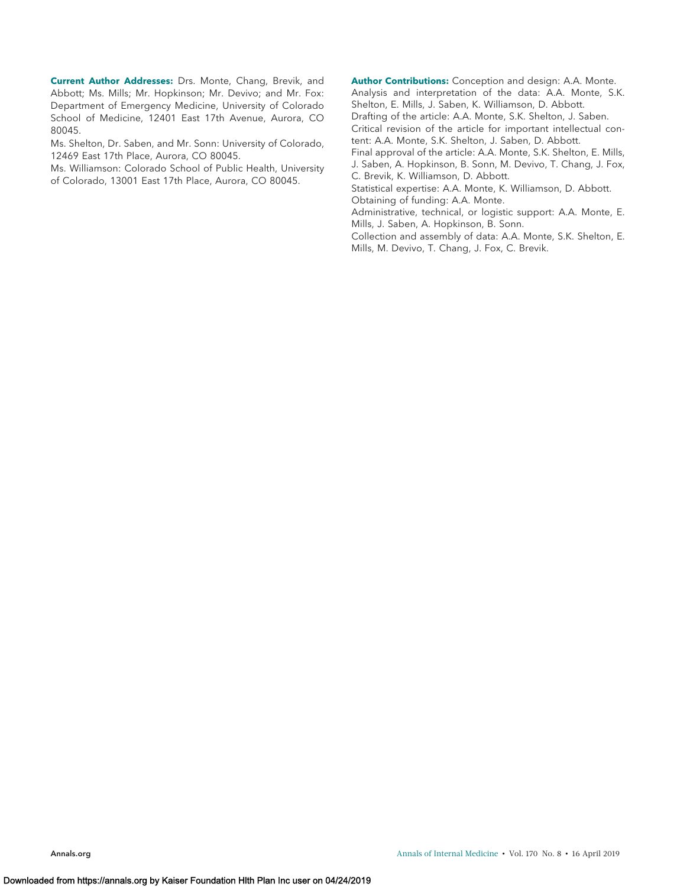**Current Author Addresses:** Drs. Monte, Chang, Brevik, and Abbott; Ms. Mills; Mr. Hopkinson; Mr. Devivo; and Mr. Fox: Department of Emergency Medicine, University of Colorado School of Medicine, 12401 East 17th Avenue, Aurora, CO 80045.

Ms. Shelton, Dr. Saben, and Mr. Sonn: University of Colorado, 12469 East 17th Place, Aurora, CO 80045.

Ms. Williamson: Colorado School of Public Health, University of Colorado, 13001 East 17th Place, Aurora, CO 80045.

**Author Contributions:** Conception and design: A.A. Monte.

Analysis and interpretation of the data: A.A. Monte, S.K. Shelton, E. Mills, J. Saben, K. Williamson, D. Abbott.

Drafting of the article: A.A. Monte, S.K. Shelton, J. Saben.

Critical revision of the article for important intellectual content: A.A. Monte, S.K. Shelton, J. Saben, D. Abbott.

Final approval of the article: A.A. Monte, S.K. Shelton, E. Mills, J. Saben, A. Hopkinson, B. Sonn, M. Devivo, T. Chang, J. Fox, C. Brevik, K. Williamson, D. Abbott.

Statistical expertise: A.A. Monte, K. Williamson, D. Abbott.

Obtaining of funding: A.A. Monte.

Administrative, technical, or logistic support: A.A. Monte, E. Mills, J. Saben, A. Hopkinson, B. Sonn.

Collection and assembly of data: A.A. Monte, S.K. Shelton, E. Mills, M. Devivo, T. Chang, J. Fox, C. Brevik.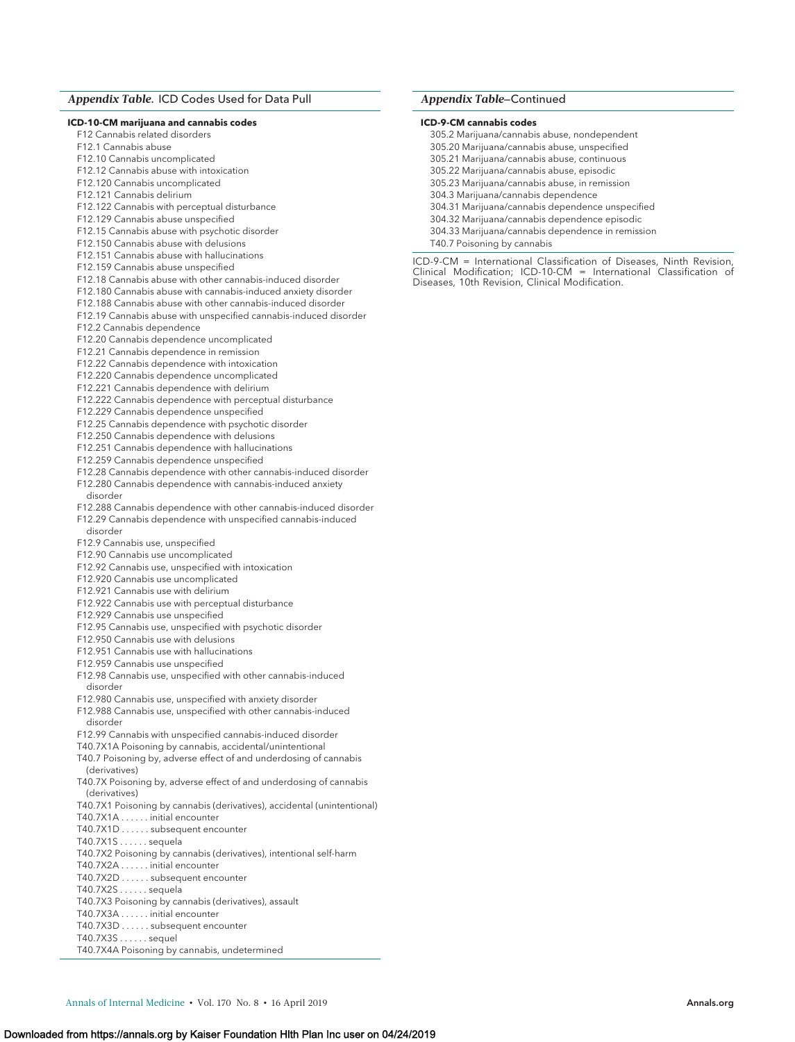*Appendix Table.* ICD Codes Used for Data Pull

**ICD-10-CM marijuana and cannabis codes**

F12 Cannabis related disorders
F12.1 Cannabis abuse
F12.10 Cannabis uncomplicated
F12.12 Cannabis abuse with intoxication
F12.120 Cannabis uncomplicated
F12.121 Cannabis delirium
F12.122 Cannabis with perceptual disturbance
F12.129 Cannabis abuse unspecified
F12.15 Cannabis abuse with psychotic disorder
F12.150 Cannabis abuse with delusions
F12.151 Cannabis abuse with hallucinations
F12.159 Cannabis abuse unspecified
F12.18 Cannabis abuse with other cannabis-induced disorder
F12.180 Cannabis abuse with cannabis-induced anxiety disorder
F12.188 Cannabis abuse with other cannabis-induced disorder
F12.19 Cannabis abuse with unspecified cannabis-induced disorder
F12.2 Cannabis dependence
F12.20 Cannabis dependence uncomplicated
F12.21 Cannabis dependence in remission
F12.22 Cannabis dependence with intoxication
F12.220 Cannabis dependence uncomplicated
F12.221 Cannabis dependence with delirium
F12.222 Cannabis dependence with perceptual disturbance
F12.229 Cannabis dependence unspecified
F12.25 Cannabis dependence with psychotic disorder
F12.250 Cannabis dependence with delusions
F12.251 Cannabis dependence with hallucinations
F12.259 Cannabis dependence unspecified
F12.28 Cannabis dependence with other cannabis-induced disorder
F12.280 Cannabis dependence with cannabis-induced anxiety disorder
F12.288 Cannabis dependence with other cannabis-induced disorder
F12.29 Cannabis dependence with unspecified cannabis-induced disorder
F12.9 Cannabis use, unspecified
F12.90 Cannabis use uncomplicated
F12.92 Cannabis use, unspecified with intoxication
F12.920 Cannabis use uncomplicated
F12.921 Cannabis use with delirium
F12.922 Cannabis use with perceptual disturbance
F12.929 Cannabis use unspecified
F12.95 Cannabis use, unspecified with psychotic disorder
F12.950 Cannabis use with delusions
F12.951 Cannabis use with hallucinations
F12.959 Cannabis use unspecified
F12.98 Cannabis use, unspecified with other cannabis-induced disorder
F12.980 Cannabis use, unspecified with anxiety disorder
F12.988 Cannabis use, unspecified with other cannabis-induced disorder
F12.99 Cannabis with unspecified cannabis-induced disorder
T40.7X1A Poisoning by cannabis, accidental/unintentional
T40.7 Poisoning by, adverse effect of and underdosing of cannabis (derivatives)
T40.7X Poisoning by, adverse effect of and underdosing of cannabis (derivatives)
T40.7X1 Poisoning by cannabis (derivatives), accidental (unintentional)
T40.7X1A . . . . . . initial encounter
T40.7X1D . . . . . . subsequent encounter
T40.7X1S . . . . . . sequela
T40.7X2 Poisoning by cannabis (derivatives), intentional self-harm
T40.7X2A . . . . . . initial encounter
T40.7X2D . . . . . . subsequent encounter
T40.7X2S . . . . . . sequela
T40.7X3 Poisoning by cannabis (derivatives), assault
T40.7X3A . . . . . . initial encounter
T40.7X3D . . . . . . subsequent encounter
T40.7X3S . . . . . . sequel
T40.7X4A Poisoning by cannabis, undetermined

*Appendix Table*—Continued

**ICD-9-CM cannabis codes**

305.2 Marijuana/cannabis abuse, nondependent
305.20 Marijuana/cannabis abuse, unspecified
305.21 Marijuana/cannabis abuse, continuous
305.22 Marijuana/cannabis abuse, episodic
305.23 Marijuana/cannabis abuse, in remission
304.3 Marijuana/cannabis dependence
304.31 Marijuana/cannabis dependence unspecified
304.32 Marijuana/cannabis dependence episodic
304.33 Marijuana/cannabis dependence in remission
T40.7 Poisoning by cannabis

ICD-9-CM = International Classification of Diseases, Ninth Revision, Clinical Modification; ICD-10-CM = International Classification of Diseases, 10th Revision, Clinical Modification.